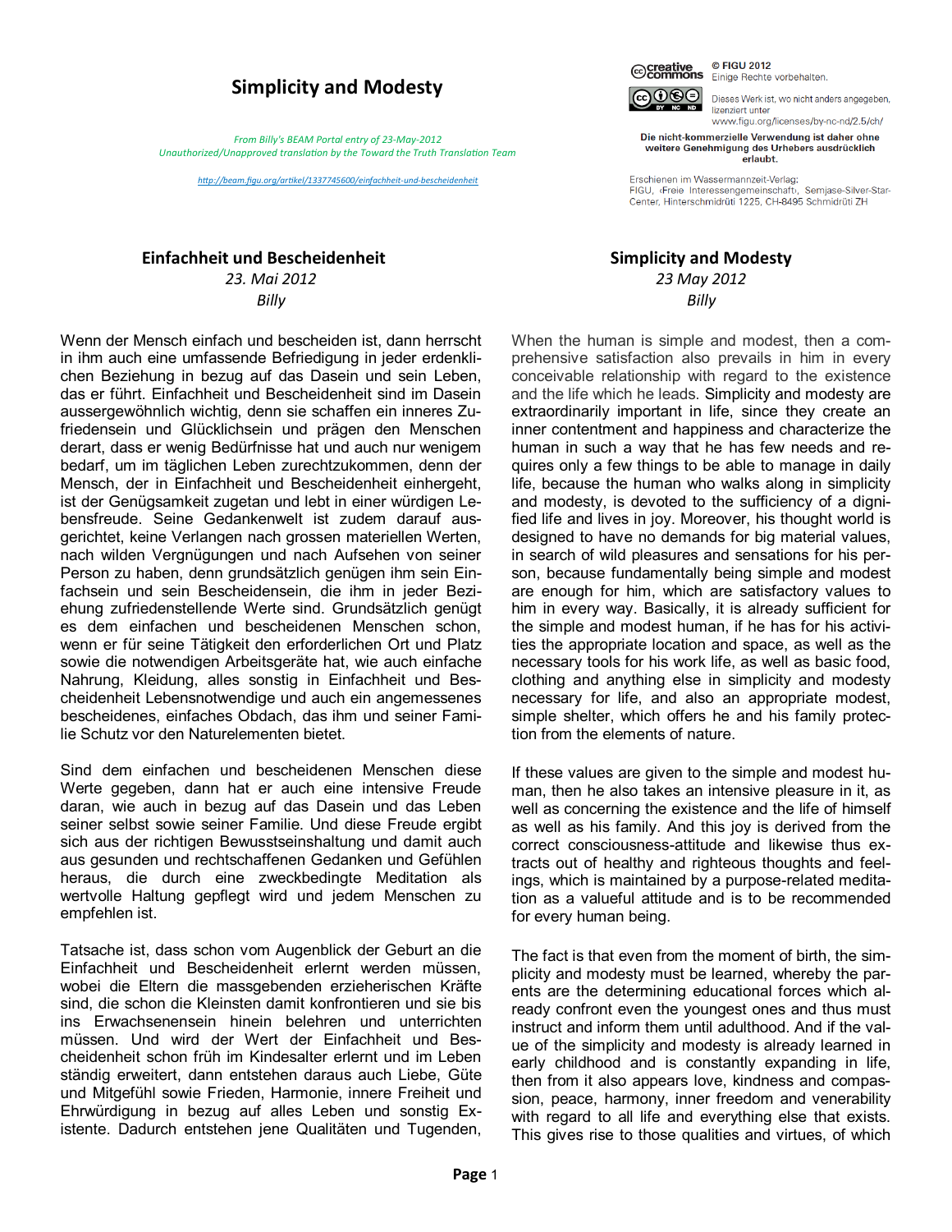# Simplicity and Modesty

*From Billy's BEAM Portal entry of 23-May-2012*
*Unauthorized/Unapproved translation by the Toward the Truth Translation Team*

http://beam.figu.org/artikel/1337745600/einfachheit-und-bescheidenheit

© FIGU 2012
Einige Rechte vorbehalten.

Dieses Werk ist, wo nicht anders angegeben, lizenziert unter www.figu.org/licenses/by-nc-nd/2.5/ch/

**Die nicht-kommerzielle Verwendung ist daher ohne weitere Genehmigung des Urhebers ausdrücklich erlaubt.**

Erschienen im Wassermannzeit-Verlag: FIGU, ‹Freie Interessengemeinschaft›, Semjase-Silver-Star-Center, Hinterschmidrüti 1225, CH-8495 Schmidrüti ZH

## Einfachheit und Bescheidenheit

*23. Mai 2012*
*Billy*

Wenn der Mensch einfach und bescheiden ist, dann herrscht in ihm auch eine umfassende Befriedigung in jeder erdenklichen Beziehung in bezug auf das Dasein und sein Leben, das er führt. Einfachheit und Bescheidenheit sind im Dasein aussergewöhnlich wichtig, denn sie schaffen ein inneres Zufriedensein und Glücklichsein und prägen den Menschen derart, dass er wenig Bedürfnisse hat und auch nur wenigem bedarf, um im täglichen Leben zurechtzukommen, denn der Mensch, der in Einfachheit und Bescheidenheit einhergeht, ist der Genügsamkeit zugetan und lebt in einer würdigen Lebensfreude. Seine Gedankenwelt ist zudem darauf ausgerichtet, keine Verlangen nach grossen materiellen Werten, nach wilden Vergnügungen und nach Aufsehen von seiner Person zu haben, denn grundsätzlich genügen ihm sein Einfachsein und sein Bescheidensein, die ihm in jeder Beziehung zufriedenstellende Werte sind. Grundsätzlich genügt es dem einfachen und bescheidenen Menschen schon, wenn er für seine Tätigkeit den erforderlichen Ort und Platz sowie die notwendigen Arbeitsgeräte hat, wie auch einfache Nahrung, Kleidung, alles sonstig in Einfachheit und Bescheidenheit Lebensnotwendige und auch ein angemessenes bescheidenes, einfaches Obdach, das ihm und seiner Familie Schutz vor den Naturelementen bietet.

Sind dem einfachen und bescheidenen Menschen diese Werte gegeben, dann hat er auch eine intensive Freude daran, wie auch in bezug auf das Dasein und das Leben seiner selbst sowie seiner Familie. Und diese Freude ergibt sich aus der richtigen Bewusstseinshaltung und damit auch aus gesunden und rechtschaffenen Gedanken und Gefühlen heraus, die durch eine zweckbedingte Meditation als wertvolle Haltung gepflegt wird und jedem Menschen zu empfehlen ist.

Tatsache ist, dass schon vom Augenblick der Geburt an die Einfachheit und Bescheidenheit erlernt werden müssen, wobei die Eltern die massgebenden erzieherischen Kräfte sind, die schon die Kleinsten damit konfrontieren und sie bis ins Erwachsenensein hinein belehren und unterrichten müssen. Und wird der Wert der Einfachheit und Bescheidenheit schon früh im Kindesalter erlernt und im Leben ständig erweitert, dann entstehen daraus auch Liebe, Güte und Mitgefühl sowie Frieden, Harmonie, innere Freiheit und Ehrwürdigung in bezug auf alles Leben und sonstig Existente. Dadurch entstehen jene Qualitäten und Tugenden,

## Simplicity and Modesty

*23 May 2012*
*Billy*

When the human is simple and modest, then a comprehensive satisfaction also prevails in him in every conceivable relationship with regard to the existence and the life which he leads. Simplicity and modesty are extraordinarily important in life, since they create an inner contentment and happiness and characterize the human in such a way that he has few needs and requires only a few things to be able to manage in daily life, because the human who walks along in simplicity and modesty, is devoted to the sufficiency of a dignified life and lives in joy. Moreover, his thought world is designed to have no demands for big material values, in search of wild pleasures and sensations for his person, because fundamentally being simple and modest are enough for him, which are satisfactory values to him in every way. Basically, it is already sufficient for the simple and modest human, if he has for his activities the appropriate location and space, as well as the necessary tools for his work life, as well as basic food, clothing and anything else in simplicity and modesty necessary for life, and also an appropriate modest, simple shelter, which offers he and his family protection from the elements of nature.

If these values are given to the simple and modest human, then he also takes an intensive pleasure in it, as well as concerning the existence and the life of himself as well as his family. And this joy is derived from the correct consciousness-attitude and likewise thus extracts out of healthy and righteous thoughts and feelings, which is maintained by a purpose-related meditation as a valueful attitude and is to be recommended for every human being.

The fact is that even from the moment of birth, the simplicity and modesty must be learned, whereby the parents are the determining educational forces which already confront even the youngest ones and thus must instruct and inform them until adulthood. And if the value of the simplicity and modesty is already learned in early childhood and is constantly expanding in life, then from it also appears love, kindness and compassion, peace, harmony, inner freedom and venerability with regard to all life and everything else that exists. This gives rise to those qualities and virtues, of which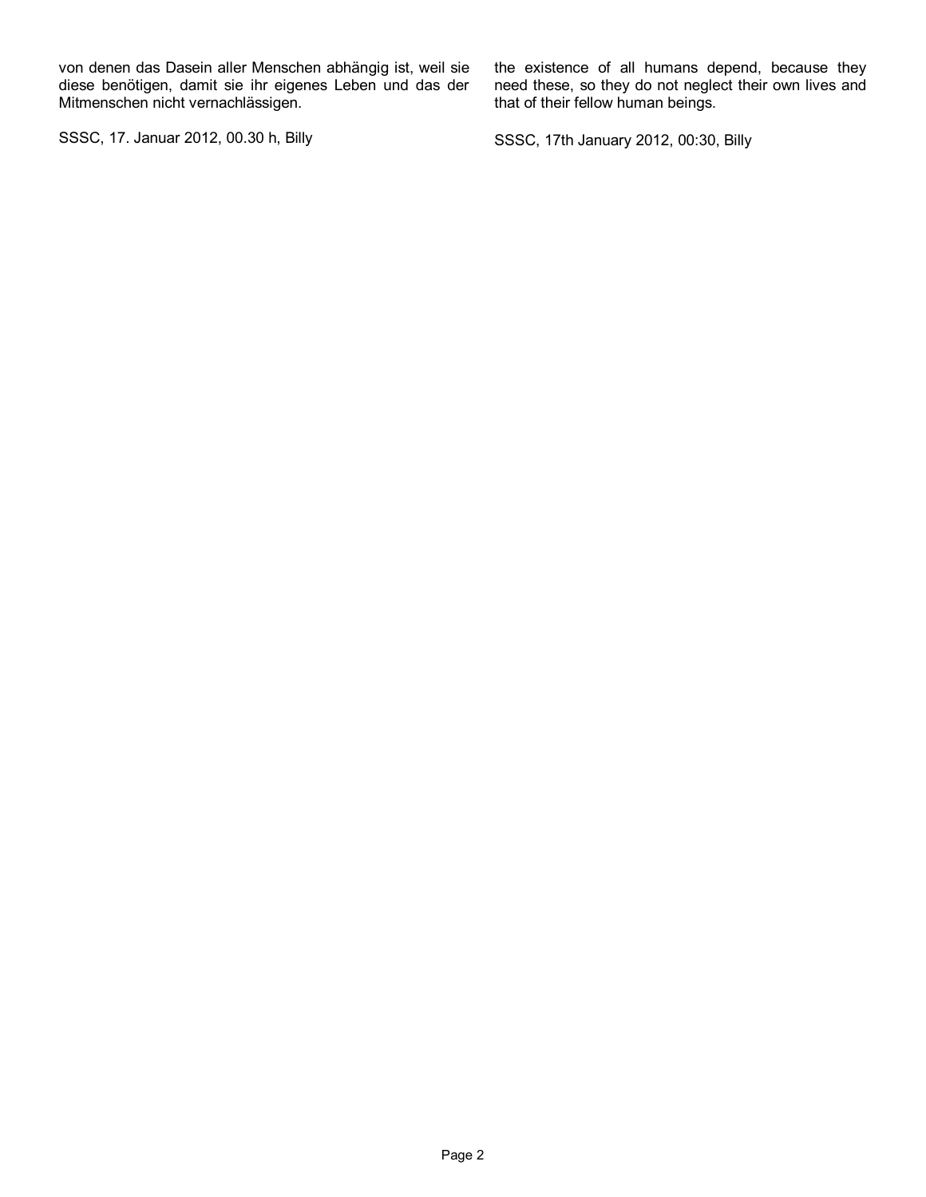von denen das Dasein aller Menschen abhängig ist, weil sie diese benötigen, damit sie ihr eigenes Leben und das der Mitmenschen nicht vernachlässigen.

SSSC, 17. Januar 2012, 00.30 h, Billy

the existence of all humans depend, because they need these, so they do not neglect their own lives and that of their fellow human beings.

SSSC, 17th January 2012, 00:30, Billy